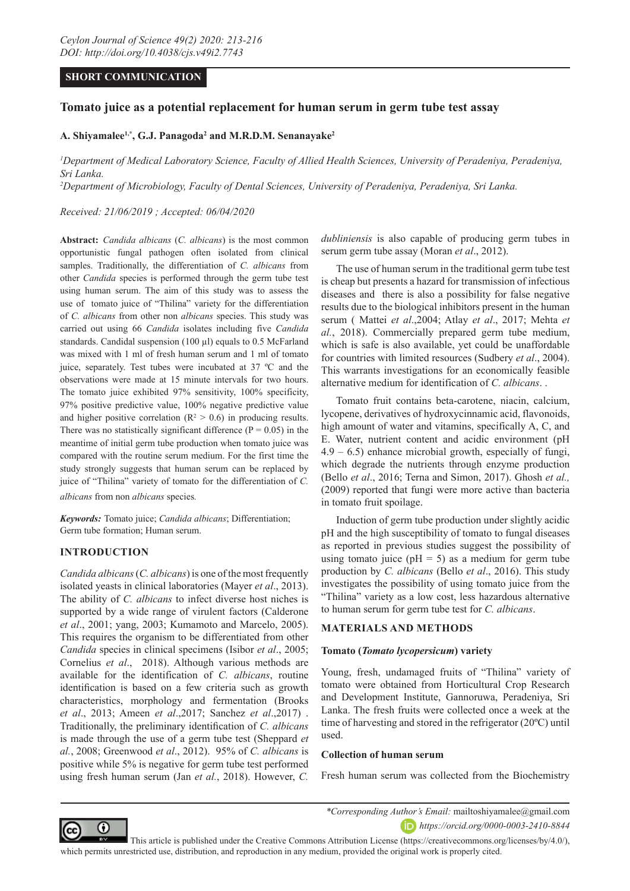**SHORT COMMUNICATION**

# Tomato juice as a potential replacement for human serum in germ tube test assay

**A. Shiyamalee[1,*], G.J. Panagoda[2] and M.R.D.M. Senanayake[2]**

[1]*Department of Medical Laboratory Science, Faculty of Allied Health Sciences, University of Peradeniya, Peradeniya, Sri Lanka.*

[2]*Department of Microbiology, Faculty of Dental Sciences, University of Peradeniya, Peradeniya, Sri Lanka.*

*Received: 21/06/2019 ; Accepted: 06/04/2020*

**Abstract:** *Candida albicans* (*C. albicans*) is the most common opportunistic fungal pathogen often isolated from clinical samples. Traditionally, the differentiation of *C. albicans* from other *Candida* species is performed through the germ tube test using human serum. The aim of this study was to assess the use of tomato juice of "Thilina" variety for the differentiation of *C. albicans* from other non *albicans* species. This study was carried out using 66 *Candida* isolates including five *Candida* standards. Candidal suspension (100 µl) equals to 0.5 McFarland was mixed with 1 ml of fresh human serum and 1 ml of tomato juice, separately. Test tubes were incubated at 37 ºC and the observations were made at 15 minute intervals for two hours. The tomato juice exhibited 97% sensitivity, 100% specificity, 97% positive predictive value, 100% negative predictive value and higher positive correlation ($R^2 > 0.6$) in producing results. There was no statistically significant difference ($P = 0.05$) in the meantime of initial germ tube production when tomato juice was compared with the routine serum medium. For the first time the study strongly suggests that human serum can be replaced by juice of "Thilina" variety of tomato for the differentiation of *C. albicans* from non *albicans* species.

***Keywords:*** Tomato juice; *Candida albicans*; Differentiation; Germ tube formation; Human serum.

## INTRODUCTION

*Candida albicans* (*C. albicans*) is one of the most frequently isolated yeasts in clinical laboratories (Mayer *et al*., 2013). The ability of *C. albicans* to infect diverse host niches is supported by a wide range of virulent factors (Calderone *et al*., 2001; yang, 2003; Kumamoto and Marcelo, 2005). This requires the organism to be differentiated from other *Candida* species in clinical specimens (Isibor *et al*., 2005; Cornelius *et al*., 2018). Although various methods are available for the identification of *C. albicans*, routine identification is based on a few criteria such as growth characteristics, morphology and fermentation (Brooks *et al*., 2013; Ameen *et al*.,2017; Sanchez *et al*.,2017) . Traditionally, the preliminary identification of *C. albicans* is made through the use of a germ tube test (Sheppard *et al.*, 2008; Greenwood *et al*., 2012). 95% of *C. albicans* is positive while 5% is negative for germ tube test performed using fresh human serum (Jan *et al.*, 2018). However, *C. dubliniensis* is also capable of producing germ tubes in serum germ tube assay (Moran *et al*., 2012).

The use of human serum in the traditional germ tube test is cheap but presents a hazard for transmission of infectious diseases and there is also a possibility for false negative results due to the biological inhibitors present in the human serum ( Mattei *et al*.,2004; Atlay *et al*., 2017; Mehta *et al.*, 2018). Commercially prepared germ tube medium, which is safe is also available, yet could be unaffordable for countries with limited resources (Sudbery *et al*., 2004). This warrants investigations for an economically feasible alternative medium for identification of *C. albicans*. .

Tomato fruit contains beta-carotene, niacin, calcium, lycopene, derivatives of hydroxycinnamic acid, flavonoids, high amount of water and vitamins, specifically A, C, and E. Water, nutrient content and acidic environment (pH 4.9 – 6.5) enhance microbial growth, especially of fungi, which degrade the nutrients through enzyme production (Bello *et al*., 2016; Terna and Simon, 2017). Ghosh *et al.,* (2009) reported that fungi were more active than bacteria in tomato fruit spoilage.

Induction of germ tube production under slightly acidic pH and the high susceptibility of tomato to fungal diseases as reported in previous studies suggest the possibility of using tomato juice (pH = 5) as a medium for germ tube production by *C. albicans* (Bello *et al*., 2016). This study investigates the possibility of using tomato juice from the "Thilina" variety as a low cost, less hazardous alternative to human serum for germ tube test for *C. albicans*.

## MATERIALS AND METHODS

### Tomato (*Tomato lycopersicum*) variety

Young, fresh, undamaged fruits of "Thilina" variety of tomato were obtained from Horticultural Crop Research and Development Institute, Gannoruwa, Peradeniya, Sri Lanka. The fresh fruits were collected once a week at the time of harvesting and stored in the refrigerator (20ºC) until used.

### Collection of human serum

Fresh human serum was collected from the Biochemistry

*\*Corresponding Author's Email:* mailtoshiyamalee@gmail.com

*https://orcid.org/0000-0003-2410-8844*

This article is published under the Creative Commons Attribution License (https://creativecommons.org/licenses/by/4.0/), which permits unrestricted use, distribution, and reproduction in any medium, provided the original work is properly cited.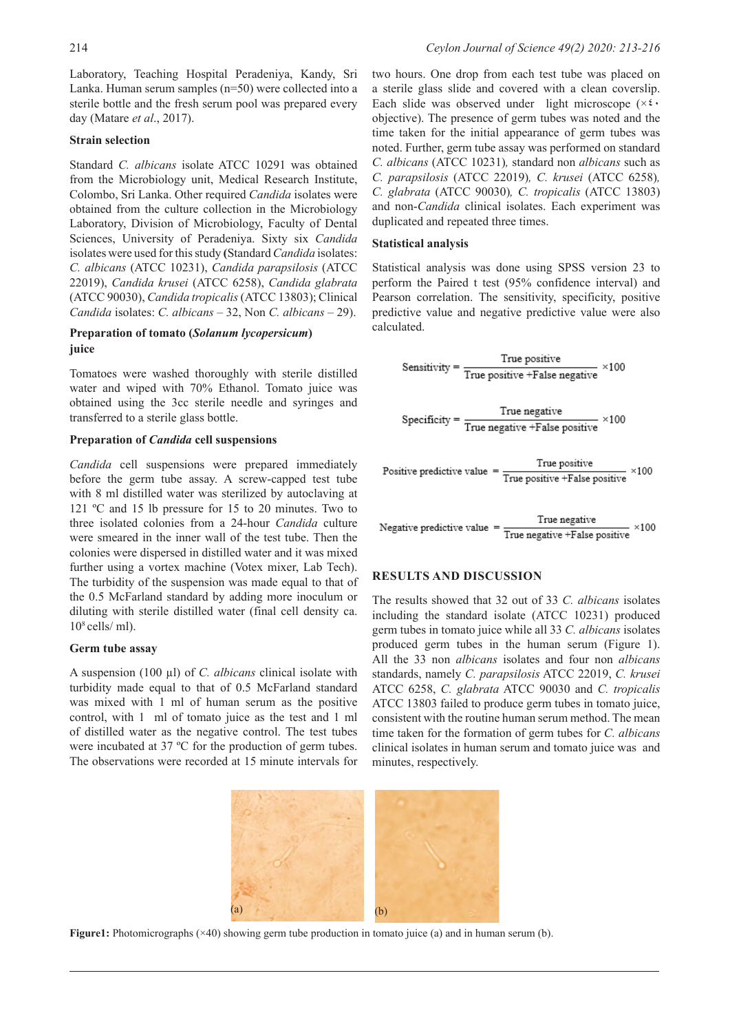Laboratory, Teaching Hospital Peradeniya, Kandy, Sri Lanka. Human serum samples (n=50) were collected into a sterile bottle and the fresh serum pool was prepared every day (Matare *et al*., 2017).

### Strain selection

Standard *C. albicans* isolate ATCC 10291 was obtained from the Microbiology unit, Medical Research Institute, Colombo, Sri Lanka. Other required *Candida* isolates were obtained from the culture collection in the Microbiology Laboratory, Division of Microbiology, Faculty of Dental Sciences, University of Peradeniya. Sixty six *Candida* isolates were used for this study **(**Standard *Candida* isolates: *C. albicans* (ATCC 10231), *Candida parapsilosis* (ATCC 22019), *Candida krusei* (ATCC 6258), *Candida glabrata* (ATCC 90030), *Candida tropicalis* (ATCC 13803); Clinical *Candida* isolates: *C. albicans* – 32, Non *C. albicans* – 29).

### Preparation of tomato (*Solanum lycopersicum*) juice

Tomatoes were washed thoroughly with sterile distilled water and wiped with 70% Ethanol. Tomato juice was obtained using the 3cc sterile needle and syringes and transferred to a sterile glass bottle.

### Preparation of *Candida* cell suspensions

*Candida* cell suspensions were prepared immediately before the germ tube assay. A screw-capped test tube with 8 ml distilled water was sterilized by autoclaving at 121 ºC and 15 lb pressure for 15 to 20 minutes. Two to three isolated colonies from a 24-hour *Candida* culture were smeared in the inner wall of the test tube. Then the colonies were dispersed in distilled water and it was mixed further using a vortex machine (Votex mixer, Lab Tech). The turbidity of the suspension was made equal to that of the 0.5 McFarland standard by adding more inoculum or diluting with sterile distilled water (final cell density ca. $10^8$ cells/ ml).

### Germ tube assay

A suspension (100 µl) of *C. albicans* clinical isolate with turbidity made equal to that of 0.5 McFarland standard was mixed with 1 ml of human serum as the positive control, with 1 ml of tomato juice as the test and 1 ml of distilled water as the negative control. The test tubes were incubated at 37 ºC for the production of germ tubes. The observations were recorded at 15 minute intervals for two hours. One drop from each test tube was placed on a sterile glass slide and covered with a clean coverslip. Each slide was observed under light microscope (×٤٠ objective). The presence of germ tubes was noted and the time taken for the initial appearance of germ tubes was noted. Further, germ tube assay was performed on standard *C. albicans* (ATCC 10231)*,* standard non *albicans* such as *C. parapsilosis* (ATCC 22019)*, C. krusei* (ATCC 6258)*, C. glabrata* (ATCC 90030)*, C. tropicalis* (ATCC 13803) and non-*Candida* clinical isolates. Each experiment was duplicated and repeated three times.

### Statistical analysis

Statistical analysis was done using SPSS version 23 to perform the Paired t test (95% confidence interval) and Pearson correlation. The sensitivity, specificity, positive predictive value and negative predictive value were also calculated.

$$\text{Sensitivity} = \frac{\text{True positive}}{\text{True positive} + \text{False negative}} \times 100$$

$$\text{Specificity} = \frac{\text{True negative}}{\text{True negative} + \text{False positive}} \times 100$$

$$\text{Positive predictive value} = \frac{\text{True positive}}{\text{True positive} + \text{False positive}} \times 100$$

$$\text{Negative predictive value} = \frac{\text{True negative}}{\text{True negative} + \text{False positive}} \times 100$$

## RESULTS AND DISCUSSION

The results showed that 32 out of 33 *C. albicans* isolates including the standard isolate (ATCC 10231) produced germ tubes in tomato juice while all 33 *C. albicans* isolates produced germ tubes in the human serum (Figure 1). All the 33 non *albicans* isolates and four non *albicans* standards, namely *C. parapsilosis* ATCC 22019, *C. krusei* ATCC 6258, *C. glabrata* ATCC 90030 and *C. tropicalis* ATCC 13803 failed to produce germ tubes in tomato juice, consistent with the routine human serum method. The mean time taken for the formation of germ tubes for *C. albicans* clinical isolates in human serum and tomato juice was and minutes, respectively.

**Figure1:** Photomicrographs (×40) showing germ tube production in tomato juice (a) and in human serum (b).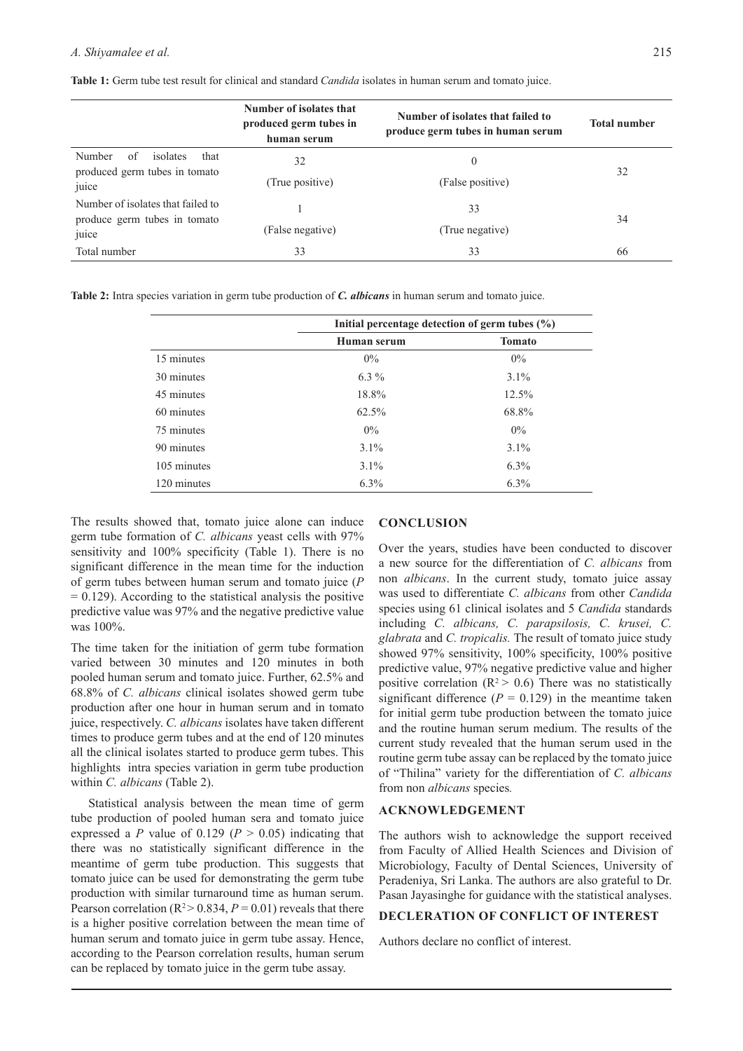**Table 1:** Germ tube test result for clinical and standard *Candida* isolates in human serum and tomato juice.

| | Number of isolates that produced germ tubes in human serum | Number of isolates that failed to produce germ tubes in human serum | Total number |
|---|---|---|---|
| Number of isolates that produced germ tubes in tomato juice | 32 (True positive) | 0 (False positive) | 32 |
| Number of isolates that failed to produce germ tubes in tomato juice | 1 (False negative) | 33 (True negative) | 34 |
| Total number | 33 | 33 | 66 |

**Table 2:** Intra species variation in germ tube production of ***C. albicans*** in human serum and tomato juice.

| | Initial percentage detection of germ tubes (%) | |
|---|---|---|
| | Human serum | Tomato |
| 15 minutes | 0% | 0% |
| 30 minutes | 6.3 % | 3.1% |
| 45 minutes | 18.8% | 12.5% |
| 60 minutes | 62.5% | 68.8% |
| 75 minutes | 0% | 0% |
| 90 minutes | 3.1% | 3.1% |
| 105 minutes | 3.1% | 6.3% |
| 120 minutes | 6.3% | 6.3% |

The results showed that, tomato juice alone can induce germ tube formation of *C. albicans* yeast cells with 97% sensitivity and 100% specificity (Table 1). There is no significant difference in the mean time for the induction of germ tubes between human serum and tomato juice ($P = 0.129$). According to the statistical analysis the positive predictive value was 97% and the negative predictive value was 100%.

The time taken for the initiation of germ tube formation varied between 30 minutes and 120 minutes in both pooled human serum and tomato juice. Further, 62.5% and 68.8% of *C. albicans* clinical isolates showed germ tube production after one hour in human serum and in tomato juice, respectively. *C. albicans* isolates have taken different times to produce germ tubes and at the end of 120 minutes all the clinical isolates started to produce germ tubes. This highlights intra species variation in germ tube production within *C. albicans* (Table 2).

Statistical analysis between the mean time of germ tube production of pooled human sera and tomato juice expressed a $P$ value of 0.129 ($P > 0.05$) indicating that there was no statistically significant difference in the meantime of germ tube production. This suggests that tomato juice can be used for demonstrating the germ tube production with similar turnaround time as human serum. Pearson correlation ($R^2 > 0.834$, $P = 0.01$) reveals that there is a higher positive correlation between the mean time of human serum and tomato juice in germ tube assay. Hence, according to the Pearson correlation results, human serum can be replaced by tomato juice in the germ tube assay.

## CONCLUSION

Over the years, studies have been conducted to discover a new source for the differentiation of *C. albicans* from non *albicans*. In the current study, tomato juice assay was used to differentiate *C. albicans* from other *Candida* species using 61 clinical isolates and 5 *Candida* standards including *C. albicans, C. parapsilosis, C. krusei, C. glabrata* and *C. tropicalis.* The result of tomato juice study showed 97% sensitivity, 100% specificity, 100% positive predictive value, 97% negative predictive value and higher positive correlation ($R^2 > 0.6$) There was no statistically significant difference ($P = 0.129$) in the meantime taken for initial germ tube production between the tomato juice and the routine human serum medium. The results of the current study revealed that the human serum used in the routine germ tube assay can be replaced by the tomato juice of "Thilina" variety for the differentiation of *C. albicans* from non *albicans* species*.*

## ACKNOWLEDGEMENT

The authors wish to acknowledge the support received from Faculty of Allied Health Sciences and Division of Microbiology, Faculty of Dental Sciences, University of Peradeniya, Sri Lanka. The authors are also grateful to Dr. Pasan Jayasinghe for guidance with the statistical analyses.

## DECLERATION OF CONFLICT OF INTEREST

Authors declare no conflict of interest.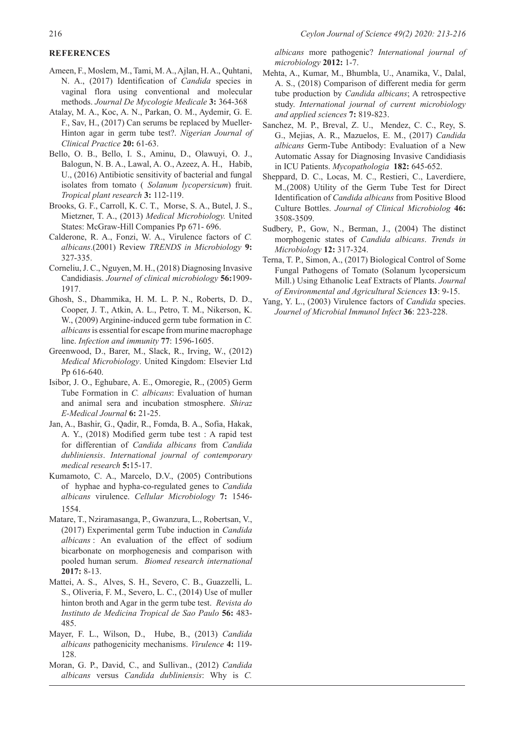## REFERENCES

Ameen, F., Moslem, M., Tami, M. A., Ajlan, H. A., Quhtani, N. A., (2017) Identification of *Candida* species in vaginal flora using conventional and molecular methods. *Journal De Mycologie Medicale* **3:** 364-368

Atalay, M. A., Koc, A. N., Parkan, O. M., Aydemir, G. E. F., Sav, H., (2017) Can serums be replaced by Mueller-Hinton agar in germ tube test?. *Nigerian Journal of Clinical Practice* **20:** 61-63.

Bello, O. B., Bello, I. S., Aminu, D., Olawuyi, O. J., Balogun, N. B. A., Lawal, A. O., Azeez, A. H., Habib, U., (2016) Antibiotic sensitivity of bacterial and fungal isolates from tomato ( *Solanum lycopersicum*) fruit. *Tropical plant research* **3:** 112-119.

Brooks, G. F., Carroll, K. C. T., Morse, S. A., Butel, J. S., Mietzner, T. A., (2013) *Medical Microbiology.* United States: McGraw-Hill Companies Pp 671- 696.

Calderone, R. A., Fonzi, W. A., Virulence factors of *C. albicans*.(2001) Review *TRENDS in Microbiology* **9:** 327-335.

Corneliu, J. C., Nguyen, M. H., (2018) Diagnosing Invasive Candidiasis. *Journel of clinical microbiology* **56:**1909-1917.

Ghosh, S., Dhammika, H. M. L. P. N., Roberts, D. D., Cooper, J. T., Atkin, A. L., Petro, T. M., Nikerson, K. W., (2009) Arginine-induced germ tube formation in *C. albicans* is essential for escape from murine macrophage line. *Infection and immunity* **77**: 1596-1605.

Greenwood, D., Barer, M., Slack, R., Irving, W., (2012) *Medical Microbiology*. United Kingdom: Elsevier Ltd Pp 616-640.

Isibor, J. O., Eghubare, A. E., Omoregie, R., (2005) Germ Tube Formation in *C. albicans*: Evaluation of human and animal sera and incubation stmosphere. *Shiraz E-Medical Journal* **6:** 21-25.

Jan, A., Bashir, G., Qadir, R., Fomda, B. A., Sofia, Hakak, A. Y., (2018) Modified germ tube test : A rapid test for differentian of *Candida albicans* from *Candida dubliniensis*. *International journal of contemporary medical research* **5:**15-17.

Kumamoto, C. A., Marcelo, D.V., (2005) Contributions of hyphae and hypha-co-regulated genes to *Candida albicans* virulence. *Cellular Microbiology* **7:** 1546-1554.

Matare, T., Nziramasanga, P., Gwanzura, L., Robertsan, V., (2017) Experimental germ Tube induction in *Candida albicans* : An evaluation of the effect of sodium bicarbonate on morphogenesis and comparison with pooled human serum. *Biomed research international* **2017:** 8-13.

Mattei, A. S., Alves, S. H., Severo, C. B., Guazzelli, L. S., Oliveria, F. M., Severo, L. C., (2014) Use of muller hinton broth and Agar in the germ tube test. *Revista do Instituto de Medicina Tropical de Sao Paulo* **56:** 483-485.

Mayer, F. L., Wilson, D., Hube, B., (2013) *Candida albicans* pathogenicity mechanisms. *Virulence* **4:** 119-128.

Moran, G. P., David, C., and Sullivan., (2012) *Candida albicans* versus *Candida dubliniensis*: Why is *C. albicans* more pathogenic? *International journal of microbiology* **2012:** 1-7.

Mehta, A., Kumar, M., Bhumbla, U., Anamika, V., Dalal, A. S., (2018) Comparison of different media for germ tube production by *Candida albicans*; A retrospective study. *International journal of current microbiology and applied sciences* **7:** 819-823.

Sanchez, M. P., Breval, Z. U., Mendez, C. C., Rey, S. G., Mejias, A. R., Mazuelos, E. M., (2017) *Candida albicans* Germ-Tube Antibody: Evaluation of a New Automatic Assay for Diagnosing Invasive Candidiasis in ICU Patients. *Mycopathologia* **182:** 645-652.

Sheppard, D. C., Locas, M. C., Restieri, C., Laverdiere, M.,(2008) Utility of the Germ Tube Test for Direct Identification of *Candida albicans* from Positive Blood Culture Bottles. *Journal of Clinical Microbiolog* **46:** 3508-3509.

Sudbery, P., Gow, N., Berman, J., (2004) The distinct morphogenic states of *Candida albicans*. *Trends in Microbiology* **12:** 317-324.

Terna, T. P., Simon, A., (2017) Biological Control of Some Fungal Pathogens of Tomato (Solanum lycopersicum Mill.) Using Ethanolic Leaf Extracts of Plants. *Journal of Environmental and Agricultural Sciences* **13**: 9-15.

Yang, Y. L., (2003) Virulence factors of *Candida* species. *Journel of Microbial Immunol Infect* **36**: 223-228.